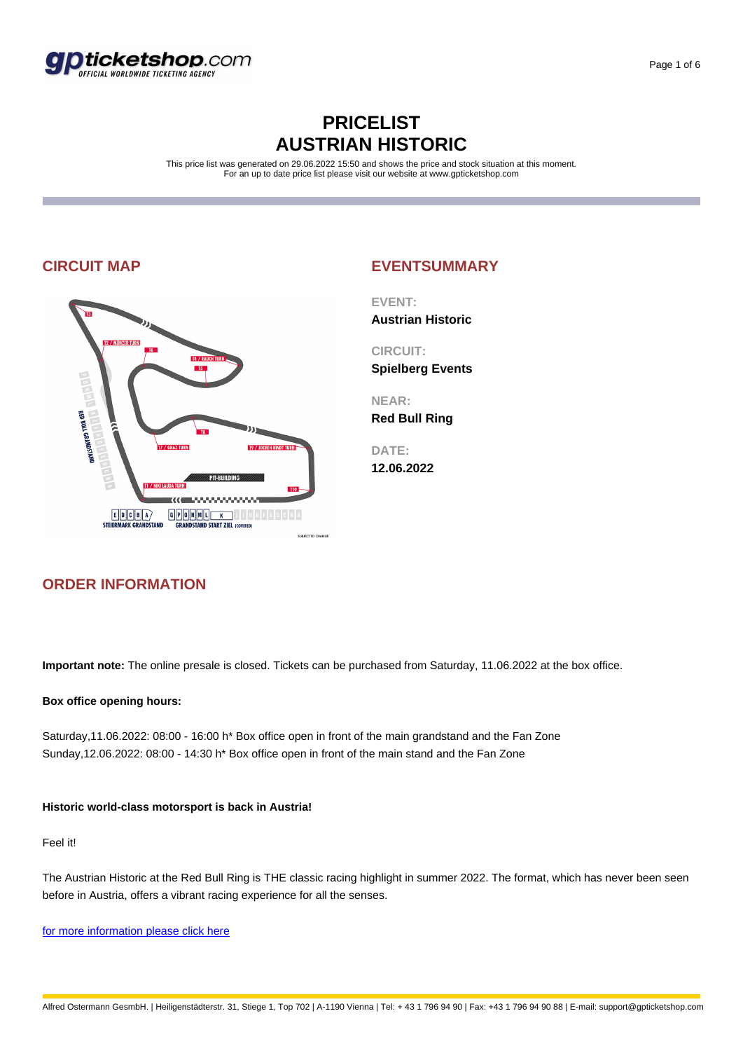# PRICELIST
# AUSTRIAN HISTORIC

This price list was generated on 29.06.2022 15:50 and shows the price and stock situation at this moment.
For an up to date price list please visit our website at www.gpticketshop.com

## CIRCUIT MAP

## EVENTSUMMARY

**EVENT:**
**Austrian Historic**

**CIRCUIT:**
**Spielberg Events**

**NEAR:**
**Red Bull Ring**

**DATE:**
**12.06.2022**

## ORDER INFORMATION

**Important note:** The online presale is closed. Tickets can be purchased from Saturday, 11.06.2022 at the box office.

**Box office opening hours:**

Saturday,11.06.2022: 08:00 - 16:00 h* Box office open in front of the main grandstand and the Fan Zone
Sunday,12.06.2022: 08:00 - 14:30 h* Box office open in front of the main stand and the Fan Zone

**Historic world-class motorsport is back in Austria!**

Feel it!

The Austrian Historic at the Red Bull Ring is THE classic racing highlight in summer 2022. The format, which has never been seen before in Austria, offers a vibrant racing experience for all the senses.

for more information please click here

Alfred Ostermann GesmbH. | Heiligenstädterstr. 31, Stiege 1, Top 702 | A-1190 Vienna | Tel: + 43 1 796 94 90 | Fax: +43 1 796 94 90 88 | E-mail: support@gpticketshop.com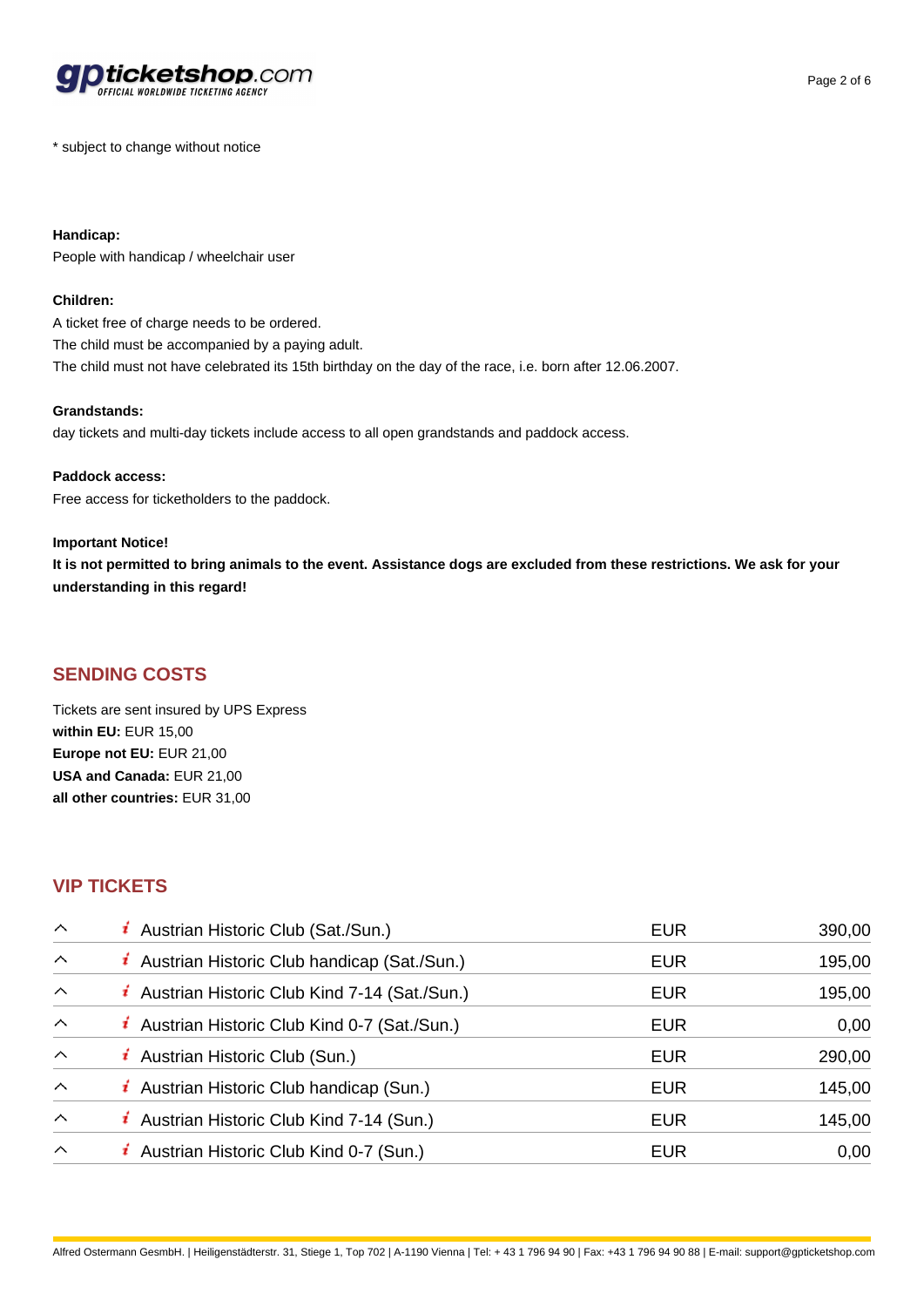* subject to change without notice

**Handicap:**
People with handicap / wheelchair user

**Children:**
A ticket free of charge needs to be ordered.
The child must be accompanied by a paying adult.
The child must not have celebrated its 15th birthday on the day of the race, i.e. born after 12.06.2007.

**Grandstands:**
day tickets and multi-day tickets include access to all open grandstands and paddock access.

**Paddock access:**
Free access for ticketholders to the paddock.

**Important Notice!**
**It is not permitted to bring animals to the event. Assistance dogs are excluded from these restrictions. We ask for your understanding in this regard!**

## SENDING COSTS

Tickets are sent insured by UPS Express
**within EU:** EUR 15,00
**Europe not EU:** EUR 21,00
**USA and Canada:** EUR 21,00
**all other countries:** EUR 31,00

## VIP TICKETS

| Ticket | Currency | Price |
|---|---|---|
| Austrian Historic Club (Sat./Sun.) | EUR | 390,00 |
| Austrian Historic Club handicap (Sat./Sun.) | EUR | 195,00 |
| Austrian Historic Club Kind 7-14 (Sat./Sun.) | EUR | 195,00 |
| Austrian Historic Club Kind 0-7 (Sat./Sun.) | EUR | 0,00 |
| Austrian Historic Club (Sun.) | EUR | 290,00 |
| Austrian Historic Club handicap (Sun.) | EUR | 145,00 |
| Austrian Historic Club Kind 7-14 (Sun.) | EUR | 145,00 |
| Austrian Historic Club Kind 0-7 (Sun.) | EUR | 0,00 |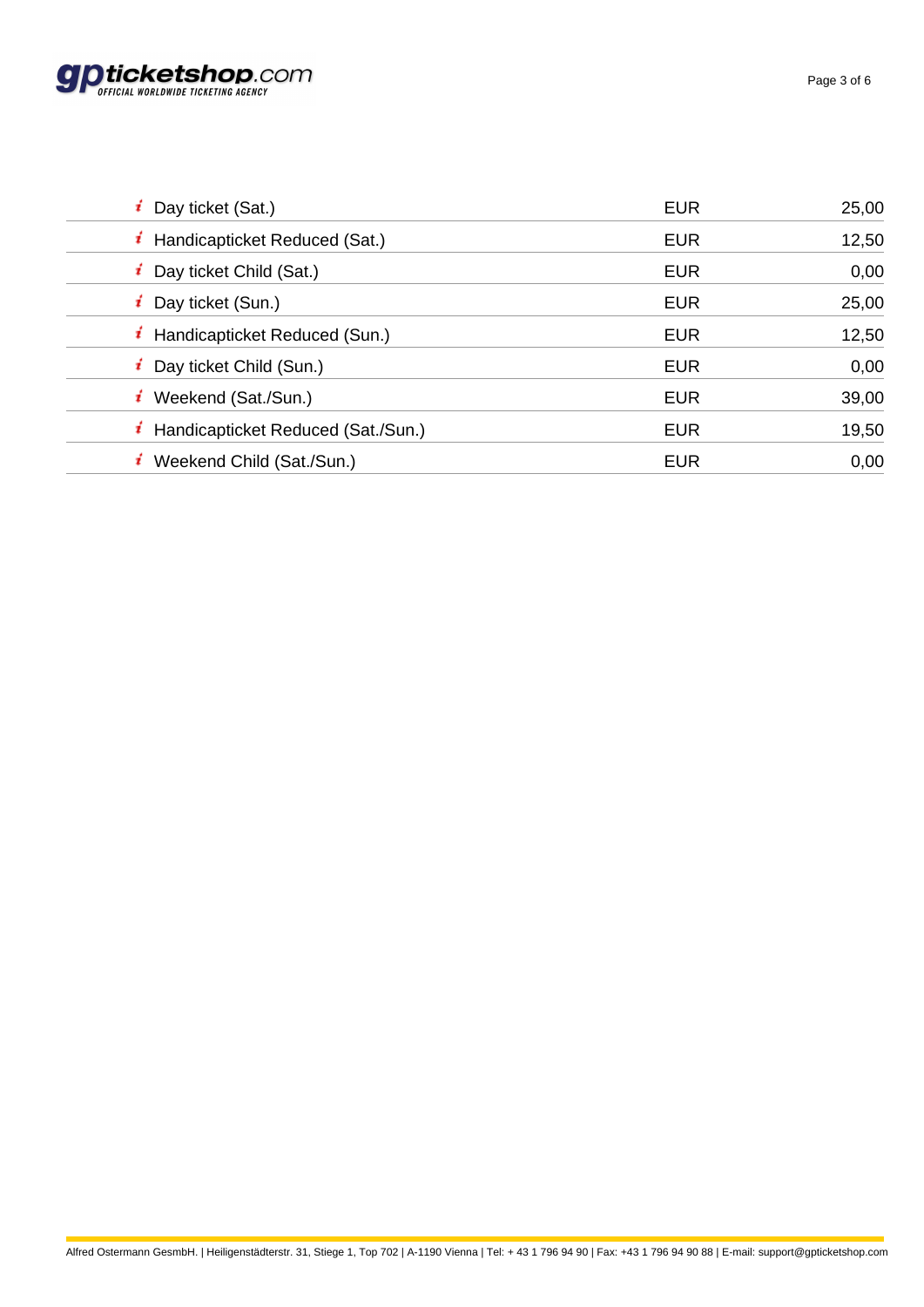| Ticket | Currency | Price |
|---|---|---|
| Day ticket (Sat.) | EUR | 25,00 |
| Handicapticket Reduced (Sat.) | EUR | 12,50 |
| Day ticket Child (Sat.) | EUR | 0,00 |
| Day ticket (Sun.) | EUR | 25,00 |
| Handicapticket Reduced (Sun.) | EUR | 12,50 |
| Day ticket Child (Sun.) | EUR | 0,00 |
| Weekend (Sat./Sun.) | EUR | 39,00 |
| Handicapticket Reduced (Sat./Sun.) | EUR | 19,50 |
| Weekend Child (Sat./Sun.) | EUR | 0,00 |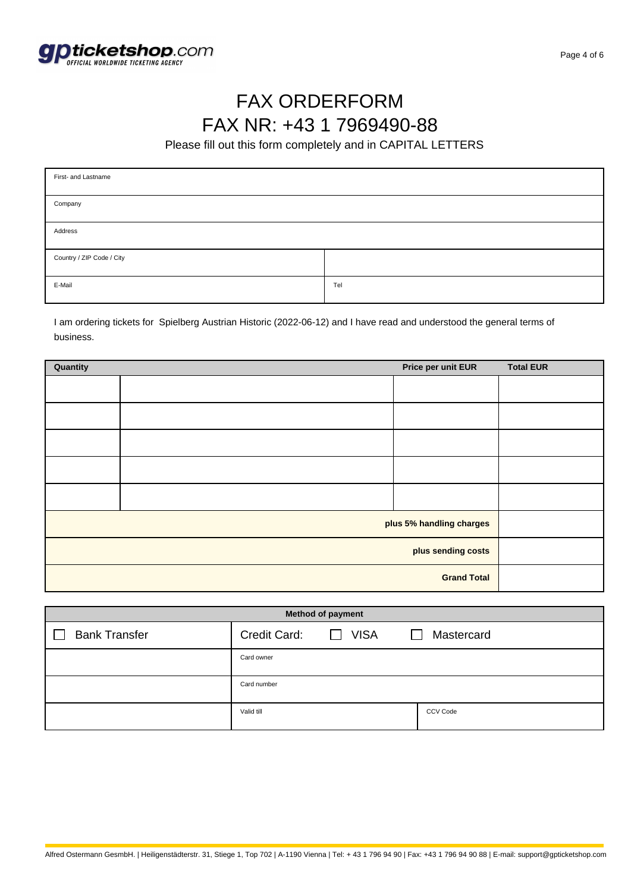# FAX ORDERFORM

# FAX NR: +43 1 7969490-88

Please fill out this form completely and in CAPITAL LETTERS

| First- and Lastname | |
|---|---|
| Company | |
| Address | |
| Country / ZIP Code / City | |
| E-Mail | Tel |

I am ordering tickets for Spielberg Austrian Historic (2022-06-12) and I have read and understood the general terms of business.

| Quantity | | Price per unit EUR | Total EUR |
|---|---|---|---|
| | | | |
| | | | |
| | | | |
| | | | |
| | | | |
| | | **plus 5% handling charges** | |
| | | **plus sending costs** | |
| | | **Grand Total** | |

| **Method of payment** | | |
|---|---|---|
| ☐ Bank Transfer | Credit Card: ☐ VISA | ☐ Mastercard |
| | Card owner | |
| | Card number | |
| | Valid till | CCV Code |

Alfred Ostermann GesmbH. | Heiligenstädterstr. 31, Stiege 1, Top 702 | A-1190 Vienna | Tel: + 43 1 796 94 90 | Fax: +43 1 796 94 90 88 | E-mail: support@gpticketshop.com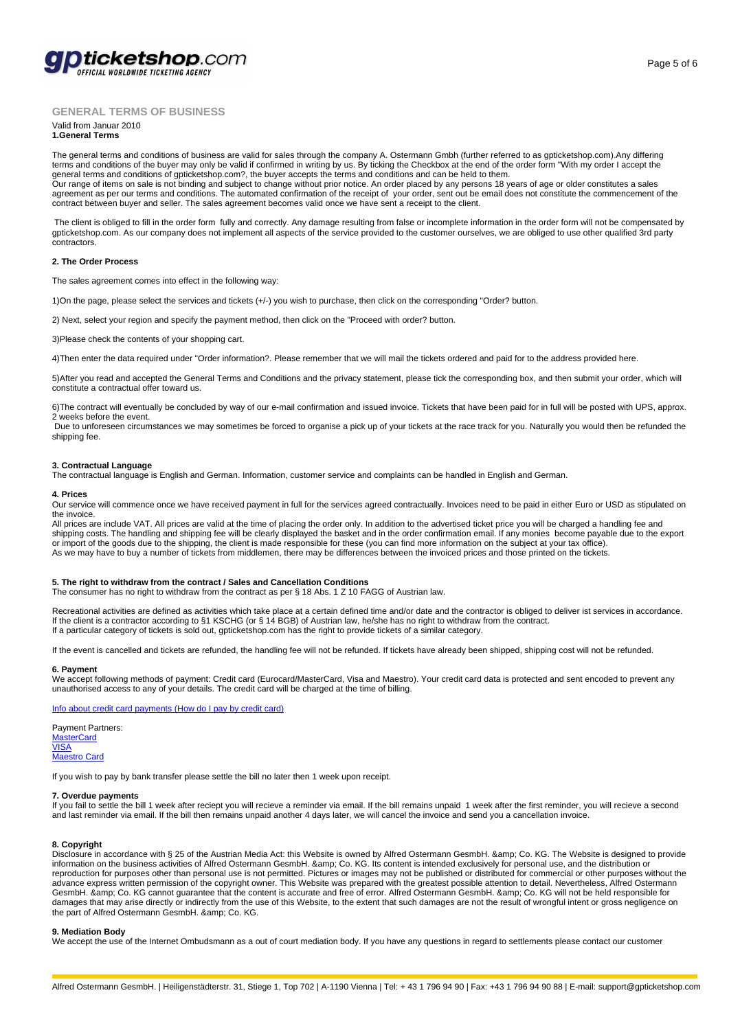## GENERAL TERMS OF BUSINESS

Valid from Januar 2010

**1.General Terms**

The general terms and conditions of business are valid for sales through the company A. Ostermann Gmbh (further referred to as gpticketshop.com).Any differing terms and conditions of the buyer may only be valid if confirmed in writing by us. By ticking the Checkbox at the end of the order form "With my order I accept the general terms and conditions of gpticketshop.com?, the buyer accepts the terms and conditions and can be held to them.
Our range of items on sale is not binding and subject to change without prior notice. An order placed by any persons 18 years of age or older constitutes a sales agreement as per our terms and conditions. The automated confirmation of the receipt of your order, sent out be email does not constitute the commencement of the contract between buyer and seller. The sales agreement becomes valid once we have sent a receipt to the client.

The client is obliged to fill in the order form fully and correctly. Any damage resulting from false or incomplete information in the order form will not be compensated by gpticketshop.com. As our company does not implement all aspects of the service provided to the customer ourselves, we are obliged to use other qualified 3rd party contractors.

**2. The Order Process**

The sales agreement comes into effect in the following way:

1)On the page, please select the services and tickets (+/-) you wish to purchase, then click on the corresponding "Order? button.

2) Next, select your region and specify the payment method, then click on the "Proceed with order? button.

3)Please check the contents of your shopping cart.

4)Then enter the data required under "Order information?. Please remember that we will mail the tickets ordered and paid for to the address provided here.

5)After you read and accepted the General Terms and Conditions and the privacy statement, please tick the corresponding box, and then submit your order, which will constitute a contractual offer toward us.

6)The contract will eventually be concluded by way of our e-mail confirmation and issued invoice. Tickets that have been paid for in full will be posted with UPS, approx. 2 weeks before the event.
Due to unforeseen circumstances we may sometimes be forced to organise a pick up of your tickets at the race track for you. Naturally you would then be refunded the shipping fee.

**3. Contractual Language**
The contractual language is English and German. Information, customer service and complaints can be handled in English and German.

**4. Prices**
Our service will commence once we have received payment in full for the services agreed contractually. Invoices need to be paid in either Euro or USD as stipulated on the invoice.
All prices are include VAT. All prices are valid at the time of placing the order only. In addition to the advertised ticket price you will be charged a handling fee and shipping costs. The handling and shipping fee will be clearly displayed the basket and in the order confirmation email. If any monies become payable due to the export or import of the goods due to the shipping, the client is made responsible for these (you can find more information on the subject at your tax office).
As we may have to buy a number of tickets from middlemen, there may be differences between the invoiced prices and those printed on the tickets.

**5. The right to withdraw from the contract / Sales and Cancellation Conditions**
The consumer has no right to withdraw from the contract as per § 18 Abs. 1 Z 10 FAGG of Austrian law.

Recreational activities are defined as activities which take place at a certain defined time and/or date and the contractor is obliged to deliver ist services in accordance.
If the client is a contractor according to §1 KSCHG (or § 14 BGB) of Austrian law, he/she has no right to withdraw from the contract.
If a particular category of tickets is sold out, gpticketshop.com has the right to provide tickets of a similar category.

If the event is cancelled and tickets are refunded, the handling fee will not be refunded. If tickets have already been shipped, shipping cost will not be refunded.

**6. Payment**
We accept following methods of payment: Credit card (Eurocard/MasterCard, Visa and Maestro). Your credit card data is protected and sent encoded to prevent any unauthorised access to any of your details. The credit card will be charged at the time of billing.

Info about credit card payments (How do I pay by credit card)

Payment Partners:
MasterCard
VISA
Maestro Card

If you wish to pay by bank transfer please settle the bill no later then 1 week upon receipt.

**7. Overdue payments**
If you fail to settle the bill 1 week after reciept you will recieve a reminder via email. If the bill remains unpaid 1 week after the first reminder, you will recieve a second and last reminder via email. If the bill then remains unpaid another 4 days later, we will cancel the invoice and send you a cancellation invoice.

**8. Copyright**
Disclosure in accordance with § 25 of the Austrian Media Act: this Website is owned by Alfred Ostermann GesmbH. &amp; Co. KG. The Website is designed to provide information on the business activities of Alfred Ostermann GesmbH. &amp; Co. KG. Its content is intended exclusively for personal use, and the distribution or reproduction for purposes other than personal use is not permitted. Pictures or images may not be published or distributed for commercial or other purposes without the advance express written permission of the copyright owner. This Website was prepared with the greatest possible attention to detail. Nevertheless, Alfred Ostermann GesmbH. &amp; Co. KG cannot guarantee that the content is accurate and free of error. Alfred Ostermann GesmbH. &amp; Co. KG will not be held responsible for damages that may arise directly or indirectly from the use of this Website, to the extent that such damages are not the result of wrongful intent or gross negligence on the part of Alfred Ostermann GesmbH. &amp; Co. KG.

**9. Mediation Body**
We accept the use of the Internet Ombudsmann as a out of court mediation body. If you have any questions in regard to settlements please contact our customer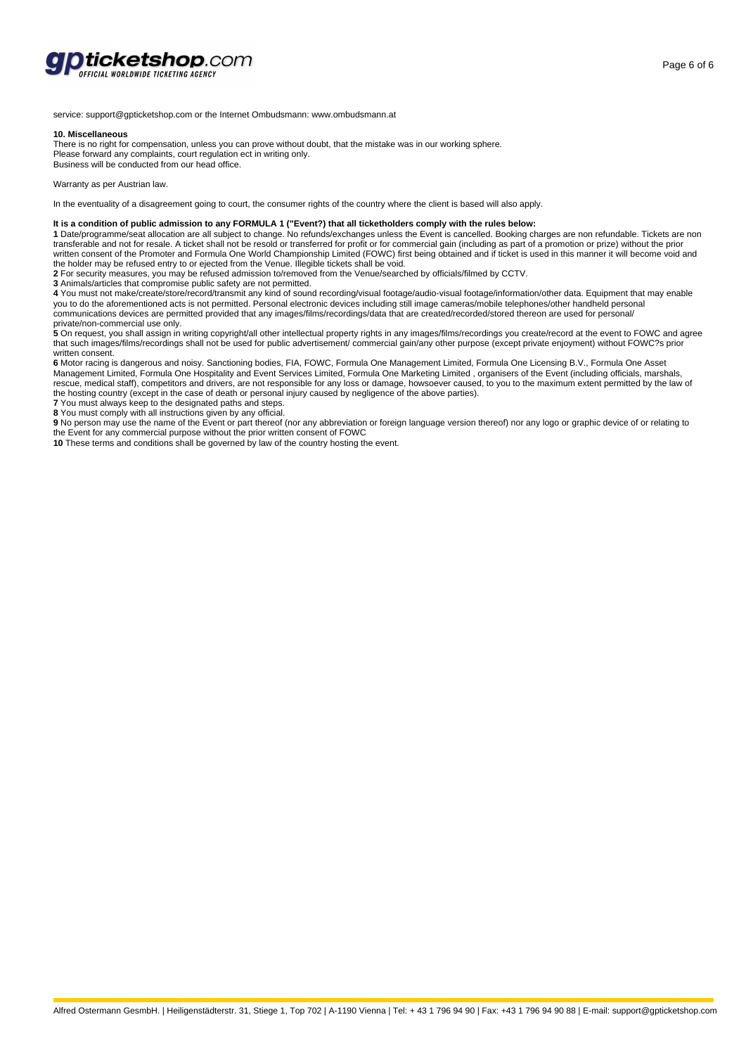service: support@gpticketshop.com or the Internet Ombudsmann: www.ombudsmann.at

**10. Miscellaneous**

There is no right for compensation, unless you can prove without doubt, that the mistake was in our working sphere.
Please forward any complaints, court regulation ect in writing only.
Business will be conducted from our head office.

Warranty as per Austrian law.

In the eventuality of a disagreement going to court, the consumer rights of the country where the client is based will also apply.

**It is a condition of public admission to any FORMULA 1 ("Event?) that all ticketholders comply with the rules below:**

**1** Date/programme/seat allocation are all subject to change. No refunds/exchanges unless the Event is cancelled. Booking charges are non refundable. Tickets are non transferable and not for resale. A ticket shall not be resold or transferred for profit or for commercial gain (including as part of a promotion or prize) without the prior written consent of the Promoter and Formula One World Championship Limited (FOWC) first being obtained and if ticket is used in this manner it will become void and the holder may be refused entry to or ejected from the Venue. Illegible tickets shall be void.

**2** For security measures, you may be refused admission to/removed from the Venue/searched by officials/filmed by CCTV.

**3** Animals/articles that compromise public safety are not permitted.

**4** You must not make/create/store/record/transmit any kind of sound recording/visual footage/audio-visual footage/information/other data. Equipment that may enable you to do the aforementioned acts is not permitted. Personal electronic devices including still image cameras/mobile telephones/other handheld personal communications devices are permitted provided that any images/films/recordings/data that are created/recorded/stored thereon are used for personal/ private/non-commercial use only.

**5** On request, you shall assign in writing copyright/all other intellectual property rights in any images/films/recordings you create/record at the event to FOWC and agree that such images/films/recordings shall not be used for public advertisement/ commercial gain/any other purpose (except private enjoyment) without FOWC?s prior written consent.

**6** Motor racing is dangerous and noisy. Sanctioning bodies, FIA, FOWC, Formula One Management Limited, Formula One Licensing B.V., Formula One Asset Management Limited, Formula One Hospitality and Event Services Limited, Formula One Marketing Limited , organisers of the Event (including officials, marshals, rescue, medical staff), competitors and drivers, are not responsible for any loss or damage, howsoever caused, to you to the maximum extent permitted by the law of the hosting country (except in the case of death or personal injury caused by negligence of the above parties).

**7** You must always keep to the designated paths and steps.

**8** You must comply with all instructions given by any official.

**9** No person may use the name of the Event or part thereof (nor any abbreviation or foreign language version thereof) nor any logo or graphic device of or relating to the Event for any commercial purpose without the prior written consent of FOWC

**10** These terms and conditions shall be governed by law of the country hosting the event.

Alfred Ostermann GesmbH. | Heiligenstädterstr. 31, Stiege 1, Top 702 | A-1190 Vienna | Tel: + 43 1 796 94 90 | Fax: +43 1 796 94 90 88 | E-mail: support@gpticketshop.com